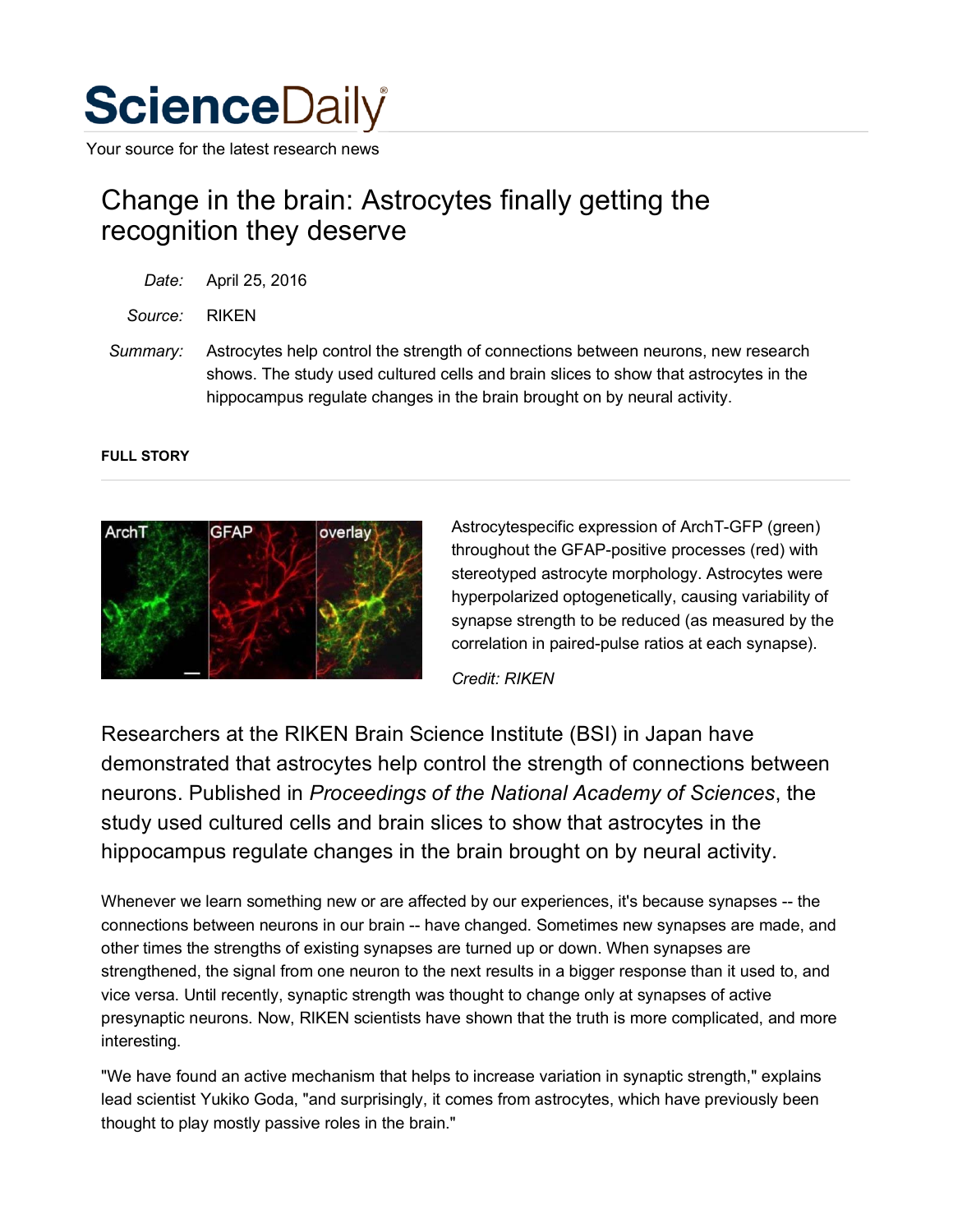# ScienceDaily

Your source for the latest research news

## Change in the brain: Astrocytes finally getting the recognition they deserve

*Date:* April 25, 2016

*Source:* RIKEN

*Summary:* Astrocytes help control the strength of connections between neurons, new research shows. The study used cultured cells and brain slices to show that astrocytes in the hippocampus regulate changes in the brain brought on by neural activity.

**FULL STORY**

Astrocytespecific expression of ArchT-GFP (green) throughout the GFAP-positive processes (red) with stereotyped astrocyte morphology. Astrocytes were hyperpolarized optogenetically, causing variability of synapse strength to be reduced (as measured by the correlation in paired-pulse ratios at each synapse).

*Credit: RIKEN*

Researchers at the RIKEN Brain Science Institute (BSI) in Japan have demonstrated that astrocytes help control the strength of connections between neurons. Published in *Proceedings of the National Academy of Sciences*, the study used cultured cells and brain slices to show that astrocytes in the hippocampus regulate changes in the brain brought on by neural activity.

Whenever we learn something new or are affected by our experiences, it's because synapses -- the connections between neurons in our brain -- have changed. Sometimes new synapses are made, and other times the strengths of existing synapses are turned up or down. When synapses are strengthened, the signal from one neuron to the next results in a bigger response than it used to, and vice versa. Until recently, synaptic strength was thought to change only at synapses of active presynaptic neurons. Now, RIKEN scientists have shown that the truth is more complicated, and more interesting.

"We have found an active mechanism that helps to increase variation in synaptic strength," explains lead scientist Yukiko Goda, "and surprisingly, it comes from astrocytes, which have previously been thought to play mostly passive roles in the brain."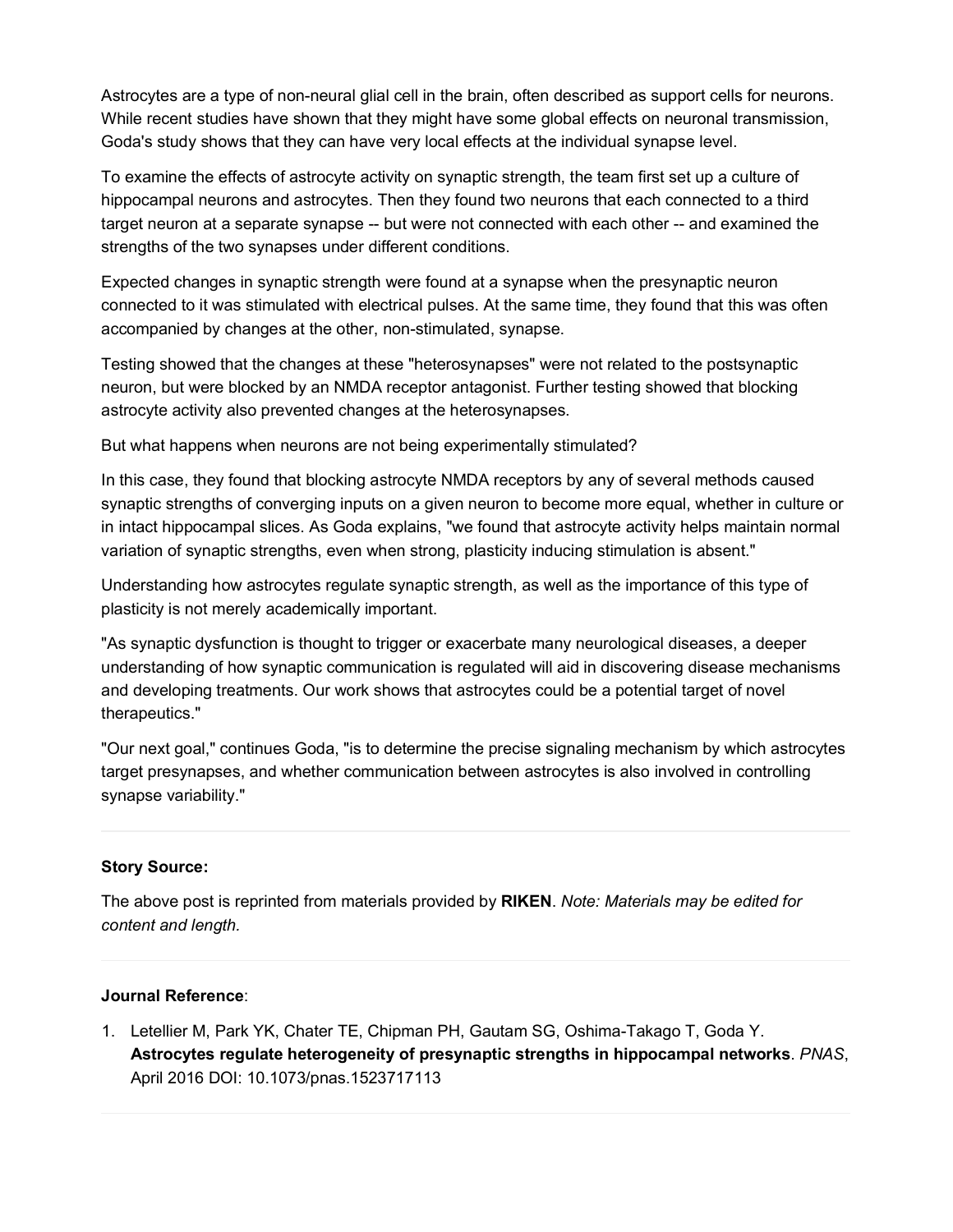Astrocytes are a type of non-neural glial cell in the brain, often described as support cells for neurons. While recent studies have shown that they might have some global effects on neuronal transmission, Goda's study shows that they can have very local effects at the individual synapse level.

To examine the effects of astrocyte activity on synaptic strength, the team first set up a culture of hippocampal neurons and astrocytes. Then they found two neurons that each connected to a third target neuron at a separate synapse -- but were not connected with each other -- and examined the strengths of the two synapses under different conditions.

Expected changes in synaptic strength were found at a synapse when the presynaptic neuron connected to it was stimulated with electrical pulses. At the same time, they found that this was often accompanied by changes at the other, non-stimulated, synapse.

Testing showed that the changes at these "heterosynapses" were not related to the postsynaptic neuron, but were blocked by an NMDA receptor antagonist. Further testing showed that blocking astrocyte activity also prevented changes at the heterosynapses.

But what happens when neurons are not being experimentally stimulated?

In this case, they found that blocking astrocyte NMDA receptors by any of several methods caused synaptic strengths of converging inputs on a given neuron to become more equal, whether in culture or in intact hippocampal slices. As Goda explains, "we found that astrocyte activity helps maintain normal variation of synaptic strengths, even when strong, plasticity inducing stimulation is absent."

Understanding how astrocytes regulate synaptic strength, as well as the importance of this type of plasticity is not merely academically important.

"As synaptic dysfunction is thought to trigger or exacerbate many neurological diseases, a deeper understanding of how synaptic communication is regulated will aid in discovering disease mechanisms and developing treatments. Our work shows that astrocytes could be a potential target of novel therapeutics."

"Our next goal," continues Goda, "is to determine the precise signaling mechanism by which astrocytes target presynapses, and whether communication between astrocytes is also involved in controlling synapse variability."

---

**Story Source:**

The above post is reprinted from materials provided by **RIKEN**. *Note: Materials may be edited for content and length.*

---

**Journal Reference**:

1. Letellier M, Park YK, Chater TE, Chipman PH, Gautam SG, Oshima-Takago T, Goda Y. **Astrocytes regulate heterogeneity of presynaptic strengths in hippocampal networks**. *PNAS*, April 2016 DOI: 10.1073/pnas.1523717113

---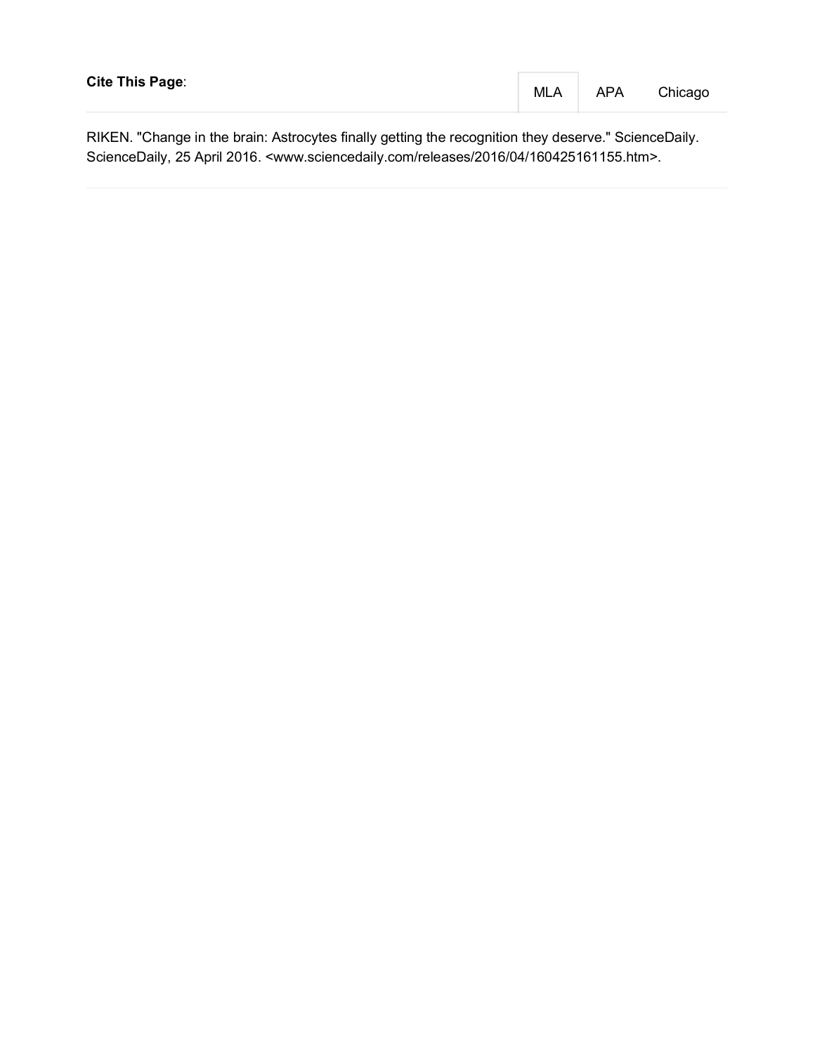**Cite This Page**:

MLA APA Chicago

RIKEN. "Change in the brain: Astrocytes finally getting the recognition they deserve." ScienceDaily. ScienceDaily, 25 April 2016. <www.sciencedaily.com/releases/2016/04/160425161155.htm>.